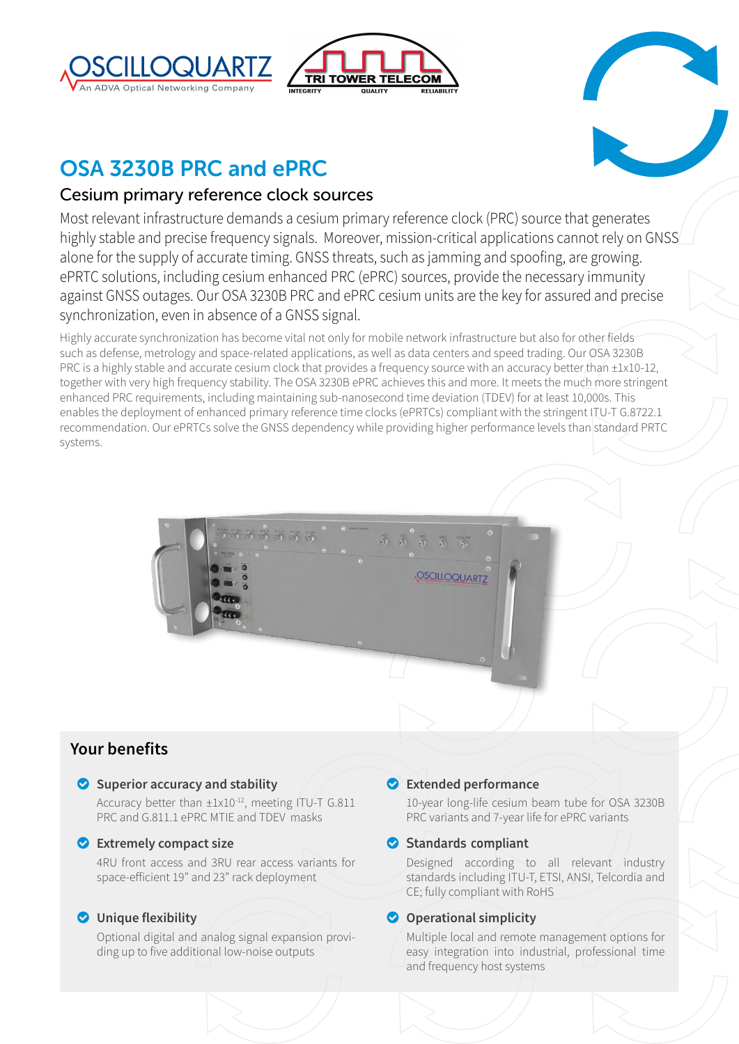# OSA 3230B PRC and ePRC

## Cesium primary reference clock sources

Most relevant infrastructure demands a cesium primary reference clock (PRC) source that generates highly stable and precise frequency signals. Moreover, mission-critical applications cannot rely on GNSS alone for the supply of accurate timing. GNSS threats, such as jamming and spoofing, are growing. ePRTC solutions, including cesium enhanced PRC (ePRC) sources, provide the necessary immunity against GNSS outages. Our OSA 3230B PRC and ePRC cesium units are the key for assured and precise synchronization, even in absence of a GNSS signal.

Highly accurate synchronization has become vital not only for mobile network infrastructure but also for other fields such as defense, metrology and space-related applications, as well as data centers and speed trading. Our OSA 3230B PRC is a highly stable and accurate cesium clock that provides a frequency source with an accuracy better than ±1x10-12, together with very high frequency stability. The OSA 3230B ePRC achieves this and more. It meets the much more stringent enhanced PRC requirements, including maintaining sub-nanosecond time deviation (TDEV) for at least 10,000s. This enables the deployment of enhanced primary reference time clocks (ePRTCs) compliant with the stringent ITU-T G.8722.1 recommendation. Our ePRTCs solve the GNSS dependency while providing higher performance levels than standard PRTC systems.

## Your benefits

- **Superior accuracy and stability**
  Accuracy better than $\pm 1\times10^{-12}$, meeting ITU-T G.811 PRC and G.811.1 ePRC MTIE and TDEV masks

- **Extremely compact size**
  4RU front access and 3RU rear access variants for space-efficient 19" and 23" rack deployment

- **Unique flexibility**
  Optional digital and analog signal expansion providing up to five additional low-noise outputs

- **Extended performance**
  10-year long-life cesium beam tube for OSA 3230B PRC variants and 7-year life for ePRC variants

- **Standards compliant**
  Designed according to all relevant industry standards including ITU-T, ETSI, ANSI, Telcordia and CE; fully compliant with RoHS

- **Operational simplicity**
  Multiple local and remote management options for easy integration into industrial, professional time and frequency host systems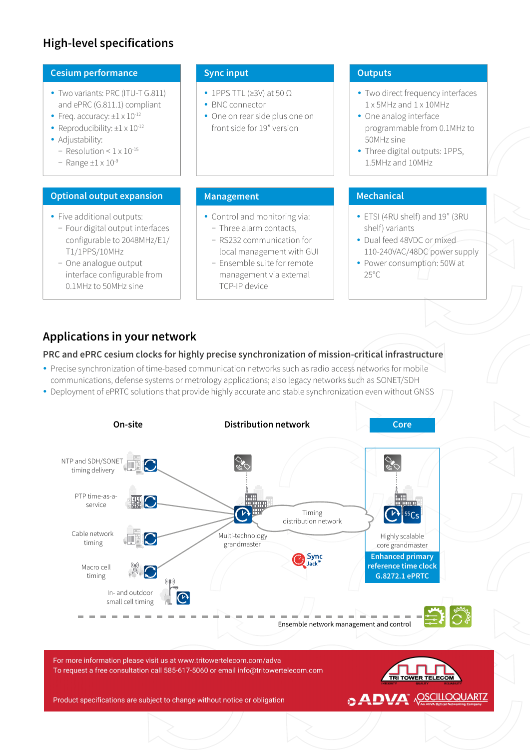## High-level specifications

### Cesium performance

- Two variants: PRC (ITU-T G.811) and ePRC (G.811.1) compliant
- Freq. accuracy: $\pm 1 \times 10^{-12}$
- Reproducibility: $\pm 1 \times 10^{-12}$
- Adjustability:
  - Resolution < $1 \times 10^{-15}$
  - Range $\pm 1 \times 10^{-9}$

### Sync input

- 1PPS TTL (≥3V) at 50 Ω
- BNC connector
- One on rear side plus one on front side for 19” version

### Outputs

- Two direct frequency interfaces 1 x 5MHz and 1 x 10MHz
- One analog interface programmable from 0.1MHz to 50MHz sine
- Three digital outputs: 1PPS, 1.5MHz and 10MHz

### Optional output expansion

- Five additional outputs:
  - Four digital output interfaces configurable to 2048MHz/E1/T1/1PPS/10MHz
  - One analogue output interface configurable from 0.1MHz to 50MHz sine

### Management

- Control and monitoring via:
  - Three alarm contacts,
  - RS232 communication for local management with GUI
  - Ensemble suite for remote management via external TCP-IP device

### Mechanical

- ETSI (4RU shelf) and 19” (3RU shelf) variants
- Dual feed 48VDC or mixed 110-240VAC/48DC power supply
- Power consumption: 50W at 25°C

## Applications in your network

### PRC and ePRC cesium clocks for highly precise synchronization of mission-critical infrastructure

- Precise synchronization of time-based communication networks such as radio access networks for mobile communications, defense systems or metrology applications; also legacy networks such as SONET/SDH
- Deployment of ePRTC solutions that provide highly accurate and stable synchronization even without GNSS

On-site | Distribution network | Core

NTP and SDH/SONET timing delivery

PTP time-as-a-service

Cable network timing

Macro cell timing

In- and outdoor small cell timing

Multi-technology grandmaster

Timing distribution network

Sync Jack™

Highly scalable core grandmaster

Enhanced primary reference time clock G.8272.1 ePRTC

Ensemble network management and control

For more information please visit us at www.tritowertelecom.com/adva
To request a free consultation call 585-617-5060 or email info@tritowertelecom.com

Product specifications are subject to change without notice or obligation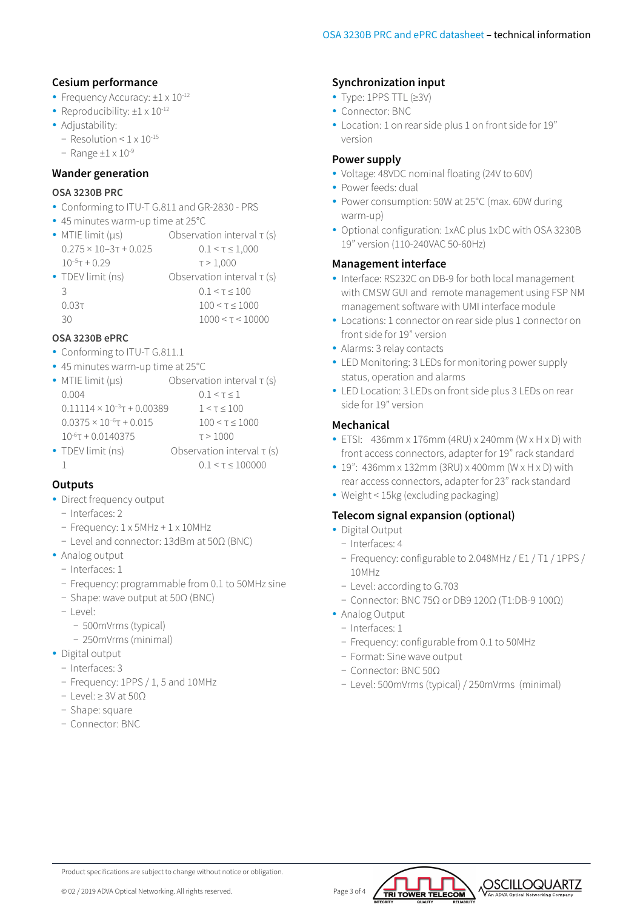## Cesium performance

- Frequency Accuracy: $\pm 1 \times 10^{-12}$
- Reproducibility: $\pm 1 \times 10^{-12}$
- Adjustability:
  - Resolution $< 1 \times 10^{-15}$
  - Range $\pm 1 \times 10^{-9}$

## Wander generation

### OSA 3230B PRC

- Conforming to ITU-T G.811 and GR-2830 - PRS
- 45 minutes warm-up time at 25°C
- MTIE limit (µs) / Observation interval τ (s)

| MTIE limit (µs) | Observation interval τ (s) |
|---|---|
| $0.275 \times 10{-}3\tau + 0.025$ | $0.1 < \tau \le 1{,}000$ |
| $10^{-5}\tau + 0.29$ | $\tau > 1{,}000$ |

- TDEV limit (ns) / Observation interval τ (s)

| TDEV limit (ns) | Observation interval τ (s) |
|---|---|
| 3 | $0.1 < \tau \le 100$ |
| $0.03\tau$ | $100 < \tau \le 1000$ |
| 30 | $1000 < \tau < 10000$ |

### OSA 3230B ePRC

- Conforming to ITU-T G.811.1
- 45 minutes warm-up time at 25°C
- MTIE limit (µs) / Observation interval τ (s)

| MTIE limit (µs) | Observation interval τ (s) |
|---|---|
| 0.004 | $0.1 < \tau \le 1$ |
| $0.11114 \times 10^{-3}\tau + 0.00389$ | $1 < \tau \le 100$ |
| $0.0375 \times 10^{-6}\tau + 0.015$ | $100 < \tau \le 1000$ |
| $10^{-6}\tau + 0.0140375$ | $\tau > 1000$ |

- TDEV limit (ns) / Observation interval τ (s)

| TDEV limit (ns) | Observation interval τ (s) |
|---|---|
| 1 | $0.1 < \tau \le 100000$ |

## Outputs

- Direct frequency output
  - Interfaces: 2
  - Frequency: 1 x 5MHz + 1 x 10MHz
  - Level and connector: 13dBm at 50Ω (BNC)
- Analog output
  - Interfaces: 1
  - Frequency: programmable from 0.1 to 50MHz sine
  - Shape: wave output at 50Ω (BNC)
  - Level:
    - 500mVrms (typical)
    - 250mVrms (minimal)
- Digital output
  - Interfaces: 3
  - Frequency: 1PPS / 1, 5 and 10MHz
  - Level: ≥ 3V at 50Ω
  - Shape: square
  - Connector: BNC

## Synchronization input

- Type: 1PPS TTL (≥3V)
- Connector: BNC
- Location: 1 on rear side plus 1 on front side for 19" version

## Power supply

- Voltage: 48VDC nominal floating (24V to 60V)
- Power feeds: dual
- Power consumption: 50W at 25°C (max. 60W during warm-up)
- Optional configuration: 1xAC plus 1xDC with OSA 3230B 19" version (110-240VAC 50-60Hz)

## Management interface

- Interface: RS232C on DB-9 for both local management with CMSW GUI and remote management using FSP NM management software with UMI interface module
- Locations: 1 connector on rear side plus 1 connector on front side for 19" version
- Alarms: 3 relay contacts
- LED Monitoring: 3 LEDs for monitoring power supply status, operation and alarms
- LED Location: 3 LEDs on front side plus 3 LEDs on rear side for 19" version

## Mechanical

- ETSI: 436mm x 176mm (4RU) x 240mm (W x H x D) with front access connectors, adapter for 19" rack standard
- 19": 436mm x 132mm (3RU) x 400mm (W x H x D) with rear access connectors, adapter for 23" rack standard
- Weight < 15kg (excluding packaging)

## Telecom signal expansion (optional)

- Digital Output
  - Interfaces: 4
  - Frequency: configurable to 2.048MHz / E1 / T1 / 1PPS / 10MHz
  - Level: according to G.703
  - Connector: BNC 75Ω or DB9 120Ω (T1:DB-9 100Ω)
- Analog Output
  - Interfaces: 1
  - Frequency: configurable from 0.1 to 50MHz
  - Format: Sine wave output
  - Connector: BNC 50Ω
  - Level: 500mVrms (typical) / 250mVrms (minimal)

Product specifications are subject to change without notice or obligation.

© 02 / 2019 ADVA Optical Networking. All rights reserved.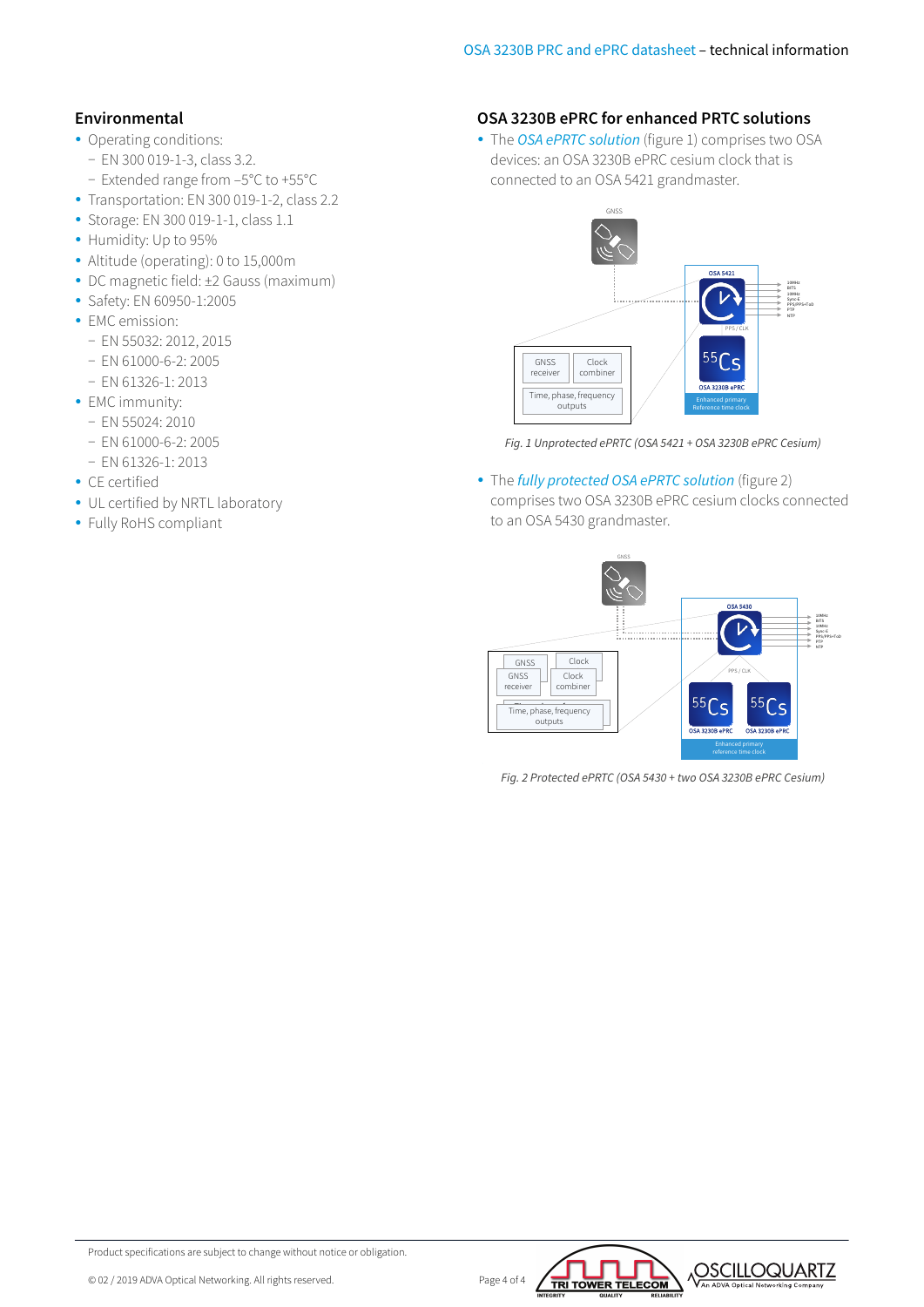## Environmental

- Operating conditions:
  - EN 300 019-1-3, class 3.2.
  - Extended range from –5°C to +55°C
- Transportation: EN 300 019-1-2, class 2.2
- Storage: EN 300 019-1-1, class 1.1
- Humidity: Up to 95%
- Altitude (operating): 0 to 15,000m
- DC magnetic field: ±2 Gauss (maximum)
- Safety: EN 60950-1:2005
- EMC emission:
  - EN 55032: 2012, 2015
  - EN 61000-6-2: 2005
  - EN 61326-1: 2013
- EMC immunity:
  - EN 55024: 2010
  - EN 61000-6-2: 2005
  - EN 61326-1: 2013
- CE certified
- UL certified by NRTL laboratory
- Fully RoHS compliant

## OSA 3230B ePRC for enhanced PRTC solutions

- The *OSA ePRTC solution* (figure 1) comprises two OSA devices: an OSA 3230B ePRC cesium clock that is connected to an OSA 5421 grandmaster.

*Fig. 1 Unprotected ePRTC (OSA 5421 + OSA 3230B ePRC Cesium)*

- The *fully protected OSA ePRTC solution* (figure 2) comprises two OSA 3230B ePRC cesium clocks connected to an OSA 5430 grandmaster.

*Fig. 2 Protected ePRTC (OSA 5430 + two OSA 3230B ePRC Cesium)*

Product specifications are subject to change without notice or obligation.

© 02 / 2019 ADVA Optical Networking. All rights reserved.